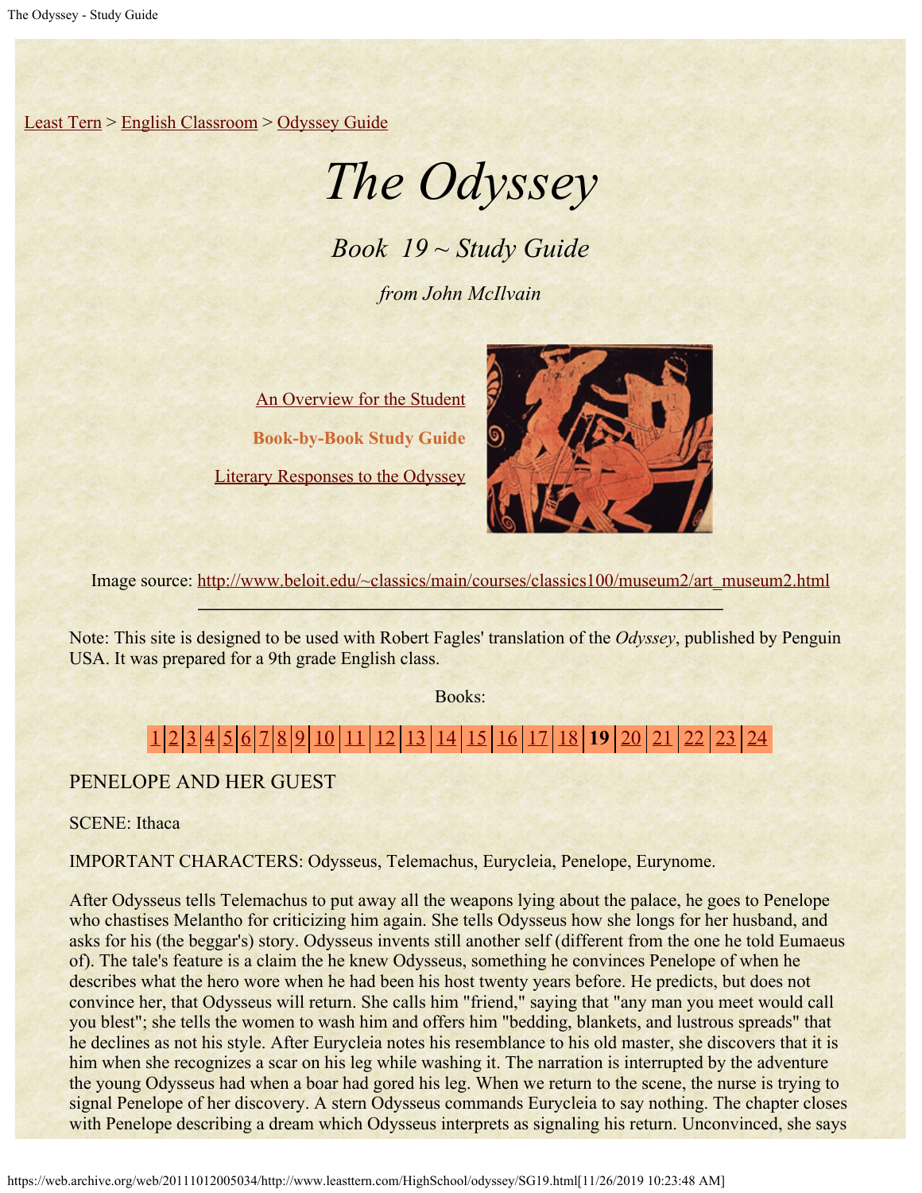Least Tern > English Classroom > Odyssey Guide

# *The Odyssey*

## *Book 19 ~ Study Guide*

*from John McIlvain*

An Overview for the Student

**Book-by-Book Study Guide**

Literary Responses to the Odyssey

Image source: http://www.beloit.edu/~classics/main/courses/classics100/museum2/art_museum2.html

---

Note: This site is designed to be used with Robert Fagles' translation of the *Odyssey*, published by Penguin USA. It was prepared for a 9th grade English class.

Books:

1 | 2 | 3 | 4 | 5 | 6 | 7 | 8 | 9 | 10 | 11 | 12 | 13 | 14 | 15 | 16 | 17 | 18 | **19** | 20 | 21 | 22 | 23 | 24

PENELOPE AND HER GUEST

SCENE: Ithaca

IMPORTANT CHARACTERS: Odysseus, Telemachus, Eurycleia, Penelope, Eurynome.

After Odysseus tells Telemachus to put away all the weapons lying about the palace, he goes to Penelope who chastises Melantho for criticizing him again. She tells Odysseus how she longs for her husband, and asks for his (the beggar's) story. Odysseus invents still another self (different from the one he told Eumaeus of). The tale's feature is a claim the he knew Odysseus, something he convinces Penelope of when he describes what the hero wore when he had been his host twenty years before. He predicts, but does not convince her, that Odysseus will return. She calls him "friend," saying that "any man you meet would call you blest"; she tells the women to wash him and offers him "bedding, blankets, and lustrous spreads" that he declines as not his style. After Eurycleia notes his resemblance to his old master, she discovers that it is him when she recognizes a scar on his leg while washing it. The narration is interrupted by the adventure the young Odysseus had when a boar had gored his leg. When we return to the scene, the nurse is trying to signal Penelope of her discovery. A stern Odysseus commands Eurycleia to say nothing. The chapter closes with Penelope describing a dream which Odysseus interprets as signaling his return. Unconvinced, she says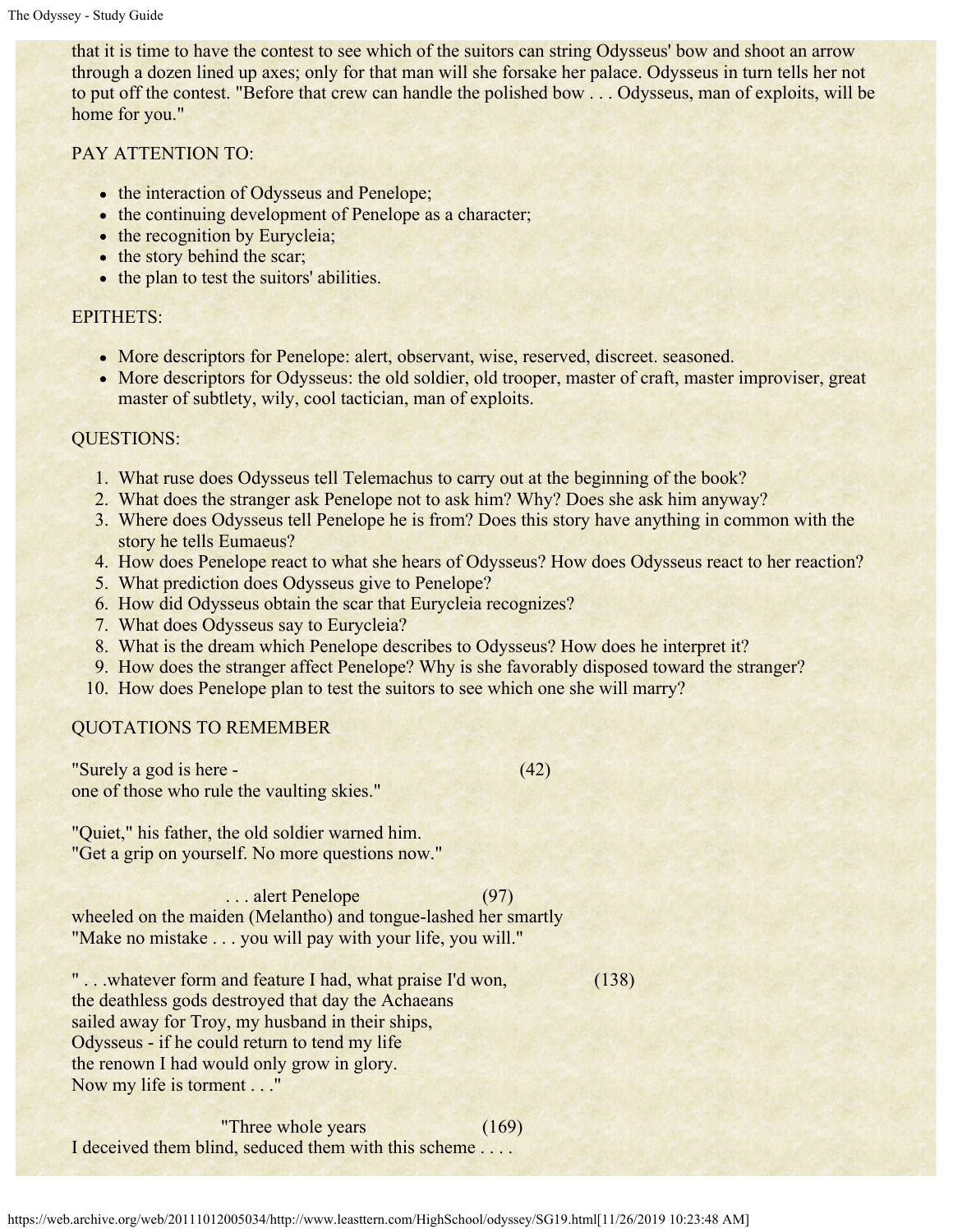that it is time to have the contest to see which of the suitors can string Odysseus' bow and shoot an arrow through a dozen lined up axes; only for that man will she forsake her palace. Odysseus in turn tells her not to put off the contest. "Before that crew can handle the polished bow . . . Odysseus, man of exploits, will be home for you."

PAY ATTENTION TO:

- the interaction of Odysseus and Penelope;
- the continuing development of Penelope as a character;
- the recognition by Eurycleia;
- the story behind the scar;
- the plan to test the suitors' abilities.

EPITHETS:

- More descriptors for Penelope: alert, observant, wise, reserved, discreet. seasoned.
- More descriptors for Odysseus: the old soldier, old trooper, master of craft, master improviser, great master of subtlety, wily, cool tactician, man of exploits.

QUESTIONS:

1. What ruse does Odysseus tell Telemachus to carry out at the beginning of the book?
2. What does the stranger ask Penelope not to ask him? Why? Does she ask him anyway?
3. Where does Odysseus tell Penelope he is from? Does this story have anything in common with the story he tells Eumaeus?
4. How does Penelope react to what she hears of Odysseus? How does Odysseus react to her reaction?
5. What prediction does Odysseus give to Penelope?
6. How did Odysseus obtain the scar that Eurycleia recognizes?
7. What does Odysseus say to Eurycleia?
8. What is the dream which Penelope describes to Odysseus? How does he interpret it?
9. How does the stranger affect Penelope? Why is she favorably disposed toward the stranger?
10. How does Penelope plan to test the suitors to see which one she will marry?

QUOTATIONS TO REMEMBER

"Surely a god is here - (42)
one of those who rule the vaulting skies."

"Quiet," his father, the old soldier warned him.
"Get a grip on yourself. No more questions now."

. . . alert Penelope (97)
wheeled on the maiden (Melantho) and tongue-lashed her smartly
"Make no mistake . . . you will pay with your life, you will."

" . . .whatever form and feature I had, what praise I'd won, (138)
the deathless gods destroyed that day the Achaeans
sailed away for Troy, my husband in their ships,
Odysseus - if he could return to tend my life
the renown I had would only grow in glory.
Now my life is torment . . ."

"Three whole years (169)
I deceived them blind, seduced them with this scheme . . . .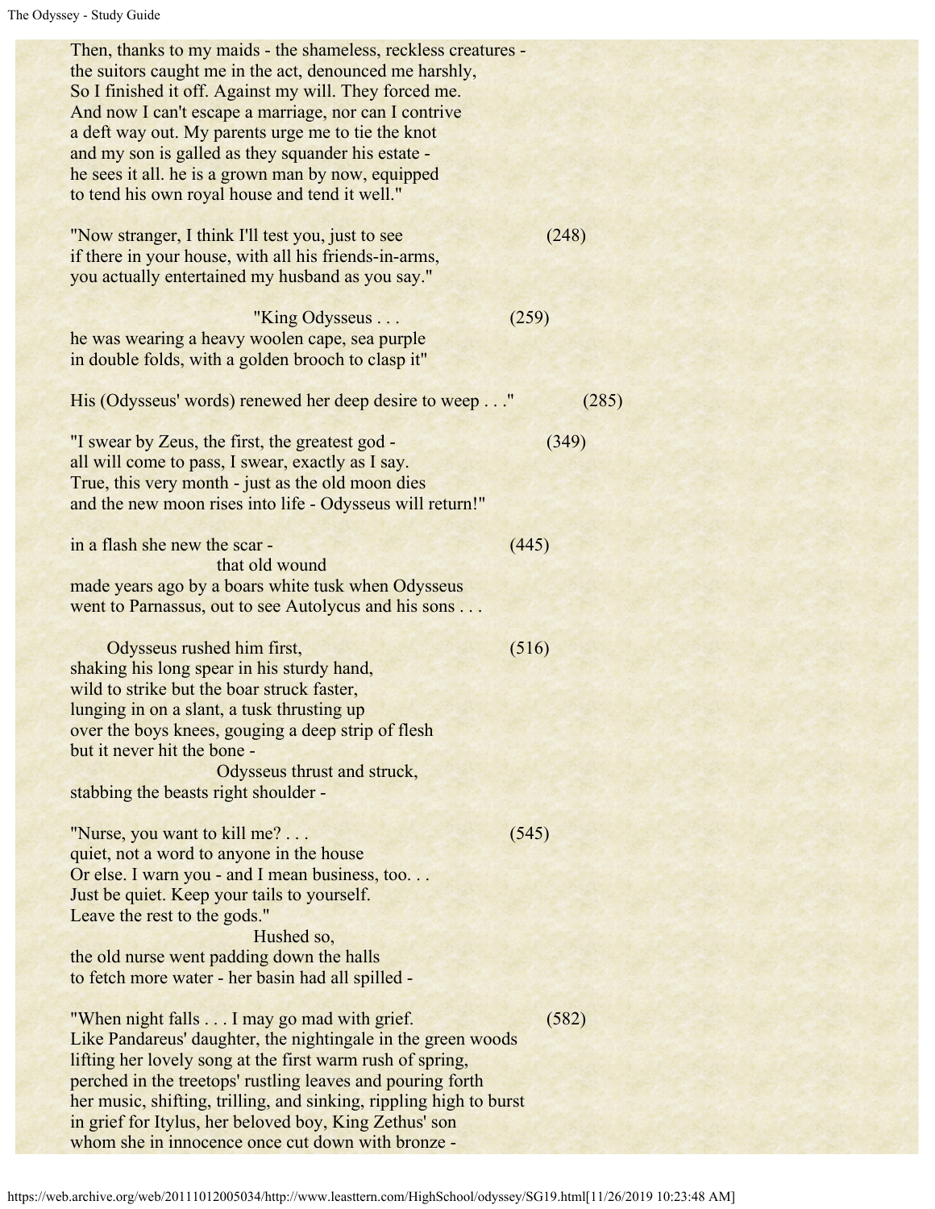Then, thanks to my maids - the shameless, reckless creatures -
the suitors caught me in the act, denounced me harshly,
So I finished it off. Against my will. They forced me.
And now I can't escape a marriage, nor can I contrive
a deft way out. My parents urge me to tie the knot
and my son is galled as they squander his estate -
he sees it all. he is a grown man by now, equipped
to tend his own royal house and tend it well."

"Now stranger, I think I'll test you, just to see (248)
if there in your house, with all his friends-in-arms,
you actually entertained my husband as you say."

"King Odysseus . . . (259)
he was wearing a heavy woolen cape, sea purple
in double folds, with a golden brooch to clasp it"

His (Odysseus' words) renewed her deep desire to weep . . ." (285)

"I swear by Zeus, the first, the greatest god - (349)
all will come to pass, I swear, exactly as I say.
True, this very month - just as the old moon dies
and the new moon rises into life - Odysseus will return!"

in a flash she new the scar - (445)
that old wound
made years ago by a boars white tusk when Odysseus
went to Parnassus, out to see Autolycus and his sons . . .

Odysseus rushed him first, (516)
shaking his long spear in his sturdy hand,
wild to strike but the boar struck faster,
lunging in on a slant, a tusk thrusting up
over the boys knees, gouging a deep strip of flesh
but it never hit the bone -
Odysseus thrust and struck,
stabbing the beasts right shoulder -

"Nurse, you want to kill me? . . . (545)
quiet, not a word to anyone in the house
Or else. I warn you - and I mean business, too. . .
Just be quiet. Keep your tails to yourself.
Leave the rest to the gods."
Hushed so,
the old nurse went padding down the halls
to fetch more water - her basin had all spilled -

"When night falls . . . I may go mad with grief. (582)
Like Pandareus' daughter, the nightingale in the green woods
lifting her lovely song at the first warm rush of spring,
perched in the treetops' rustling leaves and pouring forth
her music, shifting, trilling, and sinking, rippling high to burst
in grief for Itylus, her beloved boy, King Zethus' son
whom she in innocence once cut down with bronze -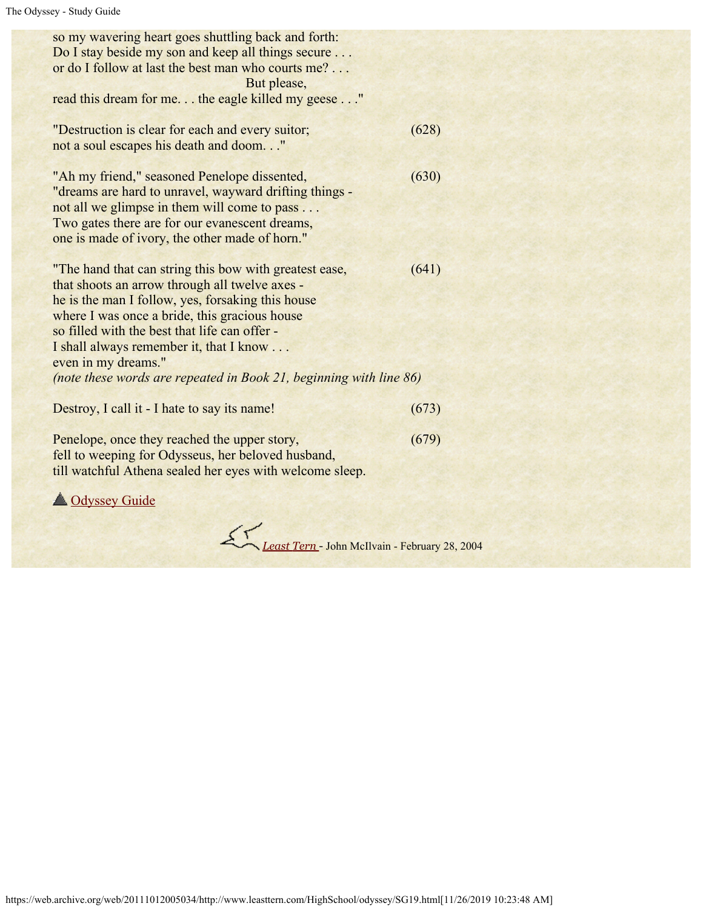so my wavering heart goes shuttling back and forth:
Do I stay beside my son and keep all things secure . . .
or do I follow at last the best man who courts me? . . .
But please,
read this dream for me. . . the eagle killed my geese . . ."

"Destruction is clear for each and every suitor; (628)
not a soul escapes his death and doom. . ."

"Ah my friend," seasoned Penelope dissented, (630)
"dreams are hard to unravel, wayward drifting things -
not all we glimpse in them will come to pass . . .
Two gates there are for our evanescent dreams,
one is made of ivory, the other made of horn."

"The hand that can string this bow with greatest ease, (641)
that shoots an arrow through all twelve axes -
he is the man I follow, yes, forsaking this house
where I was once a bride, this gracious house
so filled with the best that life can offer -
I shall always remember it, that I know . . .
even in my dreams."
*(note these words are repeated in Book 21, beginning with line 86)*

Destroy, I call it - I hate to say its name! (673)

Penelope, once they reached the upper story, (679)
fell to weeping for Odysseus, her beloved husband,
till watchful Athena sealed her eyes with welcome sleep.

Odyssey Guide

*Least Tern* - John McIlvain - February 28, 2004